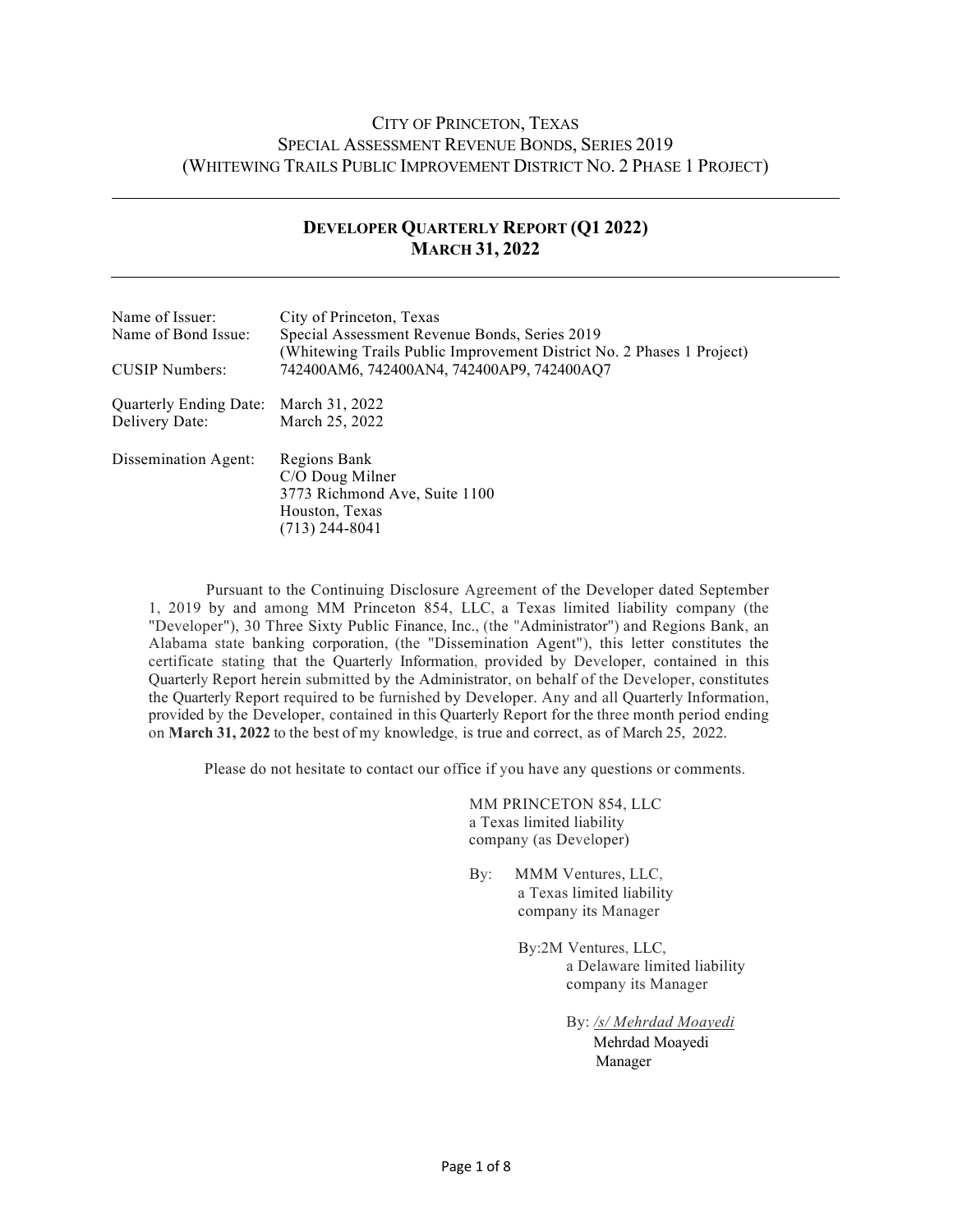# CITY OF PRINCETON, TEXAS
# SPECIAL ASSESSMENT REVENUE BONDS, SERIES 2019
# (WHITEWING TRAILS PUBLIC IMPROVEMENT DISTRICT NO. 2 PHASE 1 PROJECT)

---

## DEVELOPER QUARTERLY REPORT (Q1 2022)
## MARCH 31, 2022

---

| | |
|---|---|
| Name of Issuer: | City of Princeton, Texas |
| Name of Bond Issue: | Special Assessment Revenue Bonds, Series 2019 (Whitewing Trails Public Improvement District No. 2 Phases 1 Project) |
| CUSIP Numbers: | 742400AM6, 742400AN4, 742400AP9, 742400AQ7 |
| Quarterly Ending Date: | March 31, 2022 |
| Delivery Date: | March 25, 2022 |
| Dissemination Agent: | Regions Bank<br>C/O Doug Milner<br>3773 Richmond Ave, Suite 1100<br>Houston, Texas<br>(713) 244-8041 |

Pursuant to the Continuing Disclosure Agreement of the Developer dated September 1, 2019 by and among MM Princeton 854, LLC, a Texas limited liability company (the "Developer"), 30 Three Sixty Public Finance, Inc., (the "Administrator") and Regions Bank, an Alabama state banking corporation, (the "Dissemination Agent"), this letter constitutes the certificate stating that the Quarterly Information, provided by Developer, contained in this Quarterly Report herein submitted by the Administrator, on behalf of the Developer, constitutes the Quarterly Report required to be furnished by Developer. Any and all Quarterly Information, provided by the Developer, contained in this Quarterly Report for the three month period ending on **March 31, 2022** to the best of my knowledge, is true and correct, as of March 25, 2022.

Please do not hesitate to contact our office if you have any questions or comments.

MM PRINCETON 854, LLC
a Texas limited liability
company (as Developer)

By: MMM Ventures, LLC,
a Texas limited liability
company its Manager

By: 2M Ventures, LLC,
a Delaware limited liability
company its Manager

By: */s/ Mehrdad Moayedi*
Mehrdad Moayedi
Manager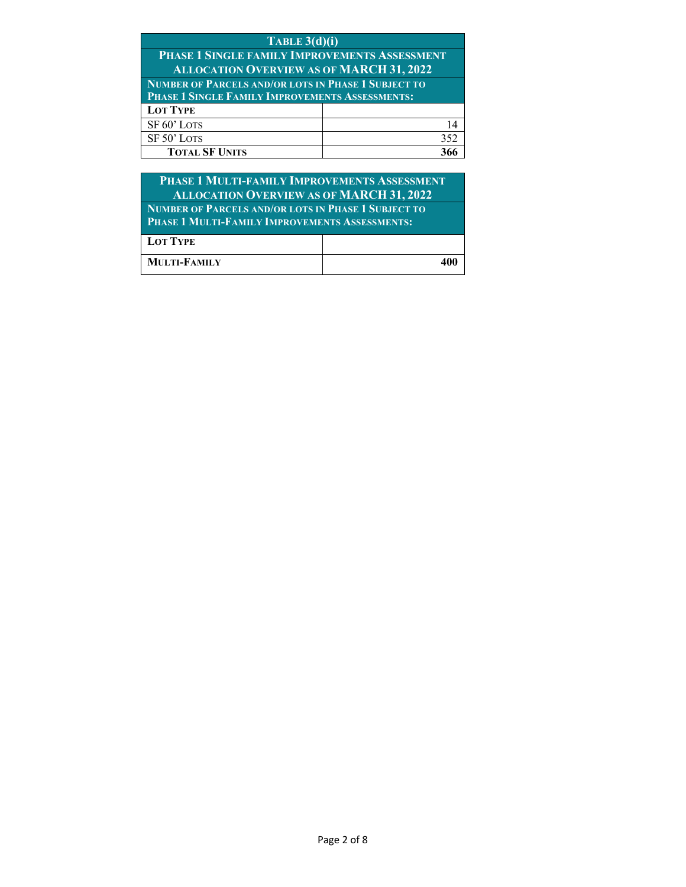| Table 3(d)(i) | |
|---|---|
| **Phase 1 Single Family Improvements Assessment Allocation Overview as of MARCH 31, 2022** | |
| **Number of Parcels and/or lots in Phase 1 Subject to Phase 1 Single Family Improvements Assessments:** | |
| **Lot Type** | |
| SF 60' Lots | 14 |
| SF 50' Lots | 352 |
| **Total SF Units** | **366** |

| **Phase 1 Multi-family Improvements Assessment Allocation Overview as of MARCH 31, 2022** | |
|---|---|
| **Number of Parcels and/or lots in Phase 1 Subject to Phase 1 Multi-Family Improvements Assessments:** | |
| **Lot Type** | |
| **Multi-Family** | **400** |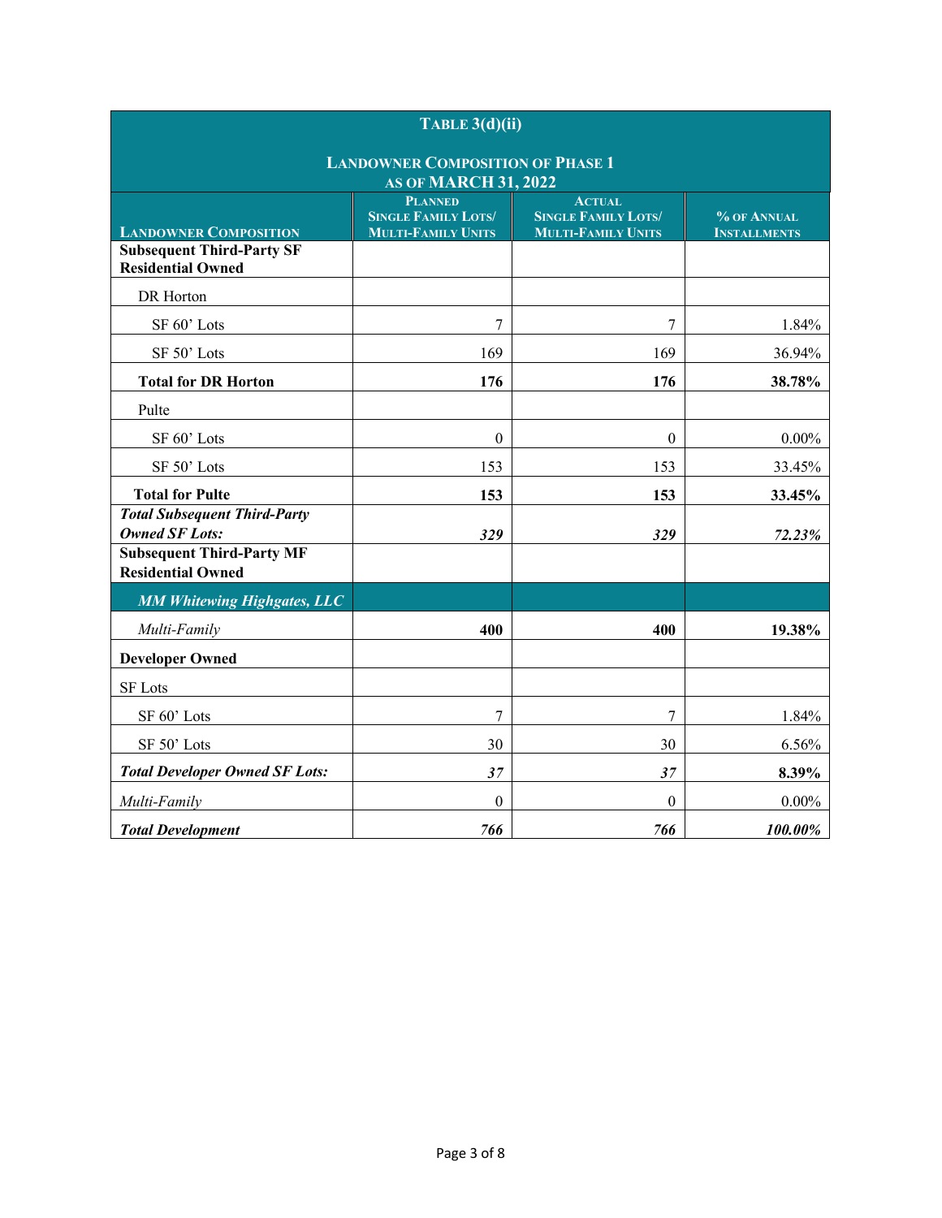**Table 3(d)(ii)**

**Landowner Composition of Phase 1**
**as of March 31, 2022**

| Landowner Composition | Planned Single Family Lots/ Multi-Family Units | Actual Single Family Lots/ Multi-Family Units | % of Annual Installments |
|---|---|---|---|
| **Subsequent Third-Party SF Residential Owned** | | | |
| DR Horton | | | |
| SF 60' Lots | 7 | 7 | 1.84% |
| SF 50' Lots | 169 | 169 | 36.94% |
| **Total for DR Horton** | **176** | **176** | **38.78%** |
| Pulte | | | |
| SF 60' Lots | 0 | 0 | 0.00% |
| SF 50' Lots | 153 | 153 | 33.45% |
| **Total for Pulte** | **153** | **153** | **33.45%** |
| ***Total Subsequent Third-Party Owned SF Lots:*** | ***329*** | ***329*** | ***72.23%*** |
| **Subsequent Third-Party MF Residential Owned** | | | |
| ***MM Whitewing Highgates, LLC*** | | | |
| *Multi-Family* | **400** | **400** | **19.38%** |
| **Developer Owned** | | | |
| SF Lots | | | |
| SF 60' Lots | 7 | 7 | 1.84% |
| SF 50' Lots | 30 | 30 | 6.56% |
| ***Total Developer Owned SF Lots:*** | ***37*** | ***37*** | **8.39%** |
| *Multi-Family* | 0 | 0 | 0.00% |
| ***Total Development*** | ***766*** | ***766*** | ***100.00%*** |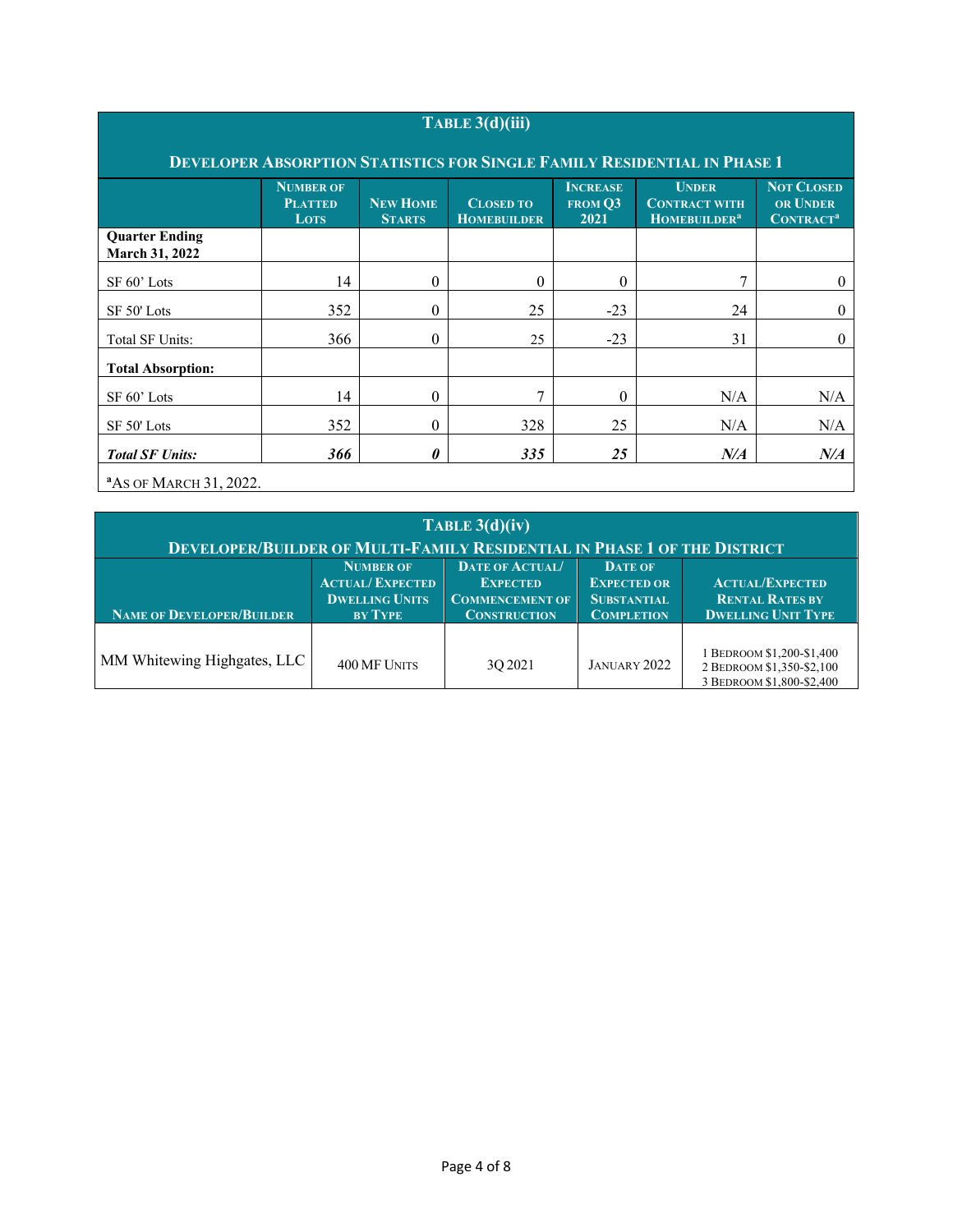## TABLE 3(d)(iii)

### DEVELOPER ABSORPTION STATISTICS FOR SINGLE FAMILY RESIDENTIAL IN PHASE 1

| | NUMBER OF PLATTED LOTS | NEW HOME STARTS | CLOSED TO HOMEBUILDER | INCREASE FROM Q3 2021 | UNDER CONTRACT WITH HOMEBUILDER[a] | NOT CLOSED OR UNDER CONTRACT[a] |
|---|---|---|---|---|---|---|
| **Quarter Ending March 31, 2022** | | | | | | |
| SF 60' Lots | 14 | 0 | 0 | 0 | 7 | 0 |
| SF 50' Lots | 352 | 0 | 25 | -23 | 24 | 0 |
| Total SF Units: | 366 | 0 | 25 | -23 | 31 | 0 |
| **Total Absorption:** | | | | | | |
| SF 60' Lots | 14 | 0 | 7 | 0 | N/A | N/A |
| SF 50' Lots | 352 | 0 | 328 | 25 | N/A | N/A |
| ***Total SF Units:*** | ***366*** | ***0*** | ***335*** | ***25*** | ***N/A*** | ***N/A*** |

[a]AS OF MARCH 31, 2022.

## TABLE 3(d)(iv)

### DEVELOPER/BUILDER OF MULTI-FAMILY RESIDENTIAL IN PHASE 1 OF THE DISTRICT

| NAME OF DEVELOPER/BUILDER | NUMBER OF ACTUAL/ EXPECTED DWELLING UNITS BY TYPE | DATE OF ACTUAL/ EXPECTED COMMENCEMENT OF CONSTRUCTION | DATE OF EXPECTED OR SUBSTANTIAL COMPLETION | ACTUAL/EXPECTED RENTAL RATES BY DWELLING UNIT TYPE |
|---|---|---|---|---|
| MM Whitewing Highgates, LLC | 400 MF UNITS | 3Q 2021 | JANUARY 2022 | 1 BEDROOM $1,200-$1,400<br>2 BEDROOM $1,350-$2,100<br>3 BEDROOM $1,800-$2,400 |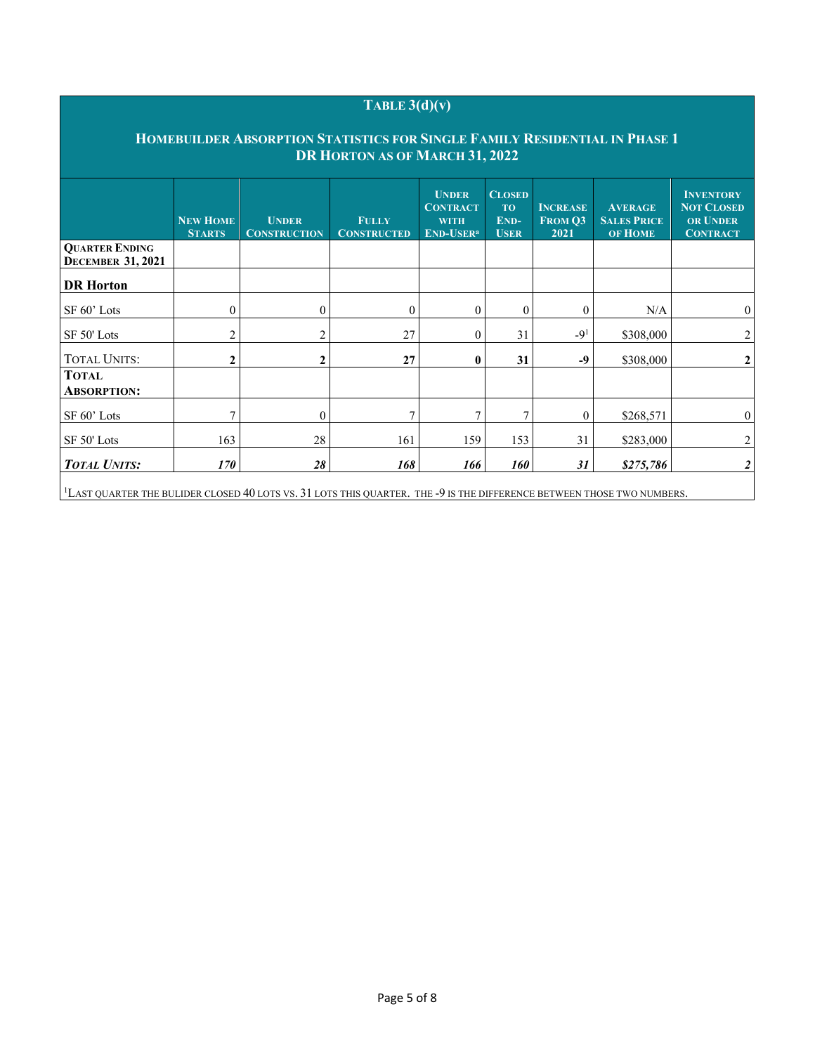## Table 3(d)(v)

### Homebuilder Absorption Statistics for Single Family Residential in Phase 1 DR Horton as of March 31, 2022

| | New Home Starts | Under Construction | Fully Constructed | Under Contract with End-User[a] | Closed to End-User | Increase from Q3 2021 | Average Sales Price of Home | Inventory Not Closed or Under Contract |
|---|---|---|---|---|---|---|---|---|
| **Quarter Ending December 31, 2021** | | | | | | | | |
| **DR Horton** | | | | | | | | |
| SF 60' Lots | 0 | 0 | 0 | 0 | 0 | 0 | N/A | 0 |
| SF 50' Lots | 2 | 2 | 27 | 0 | 31 | -9[1] | $308,000 | 2 |
| Total Units: | **2** | **2** | **27** | **0** | **31** | **-9** | $308,000 | **2** |
| **Total Absorption:** | | | | | | | | |
| SF 60' Lots | 7 | 0 | 7 | 7 | 7 | 0 | $268,571 | 0 |
| SF 50' Lots | 163 | 28 | 161 | 159 | 153 | 31 | $283,000 | 2 |
| ***Total Units:*** | ***170*** | ***28*** | ***168*** | ***166*** | ***160*** | ***31*** | ***$275,786*** | ***2*** |

[1]Last quarter the bulider closed 40 lots vs. 31 lots this quarter. The -9 is the difference between those two numbers.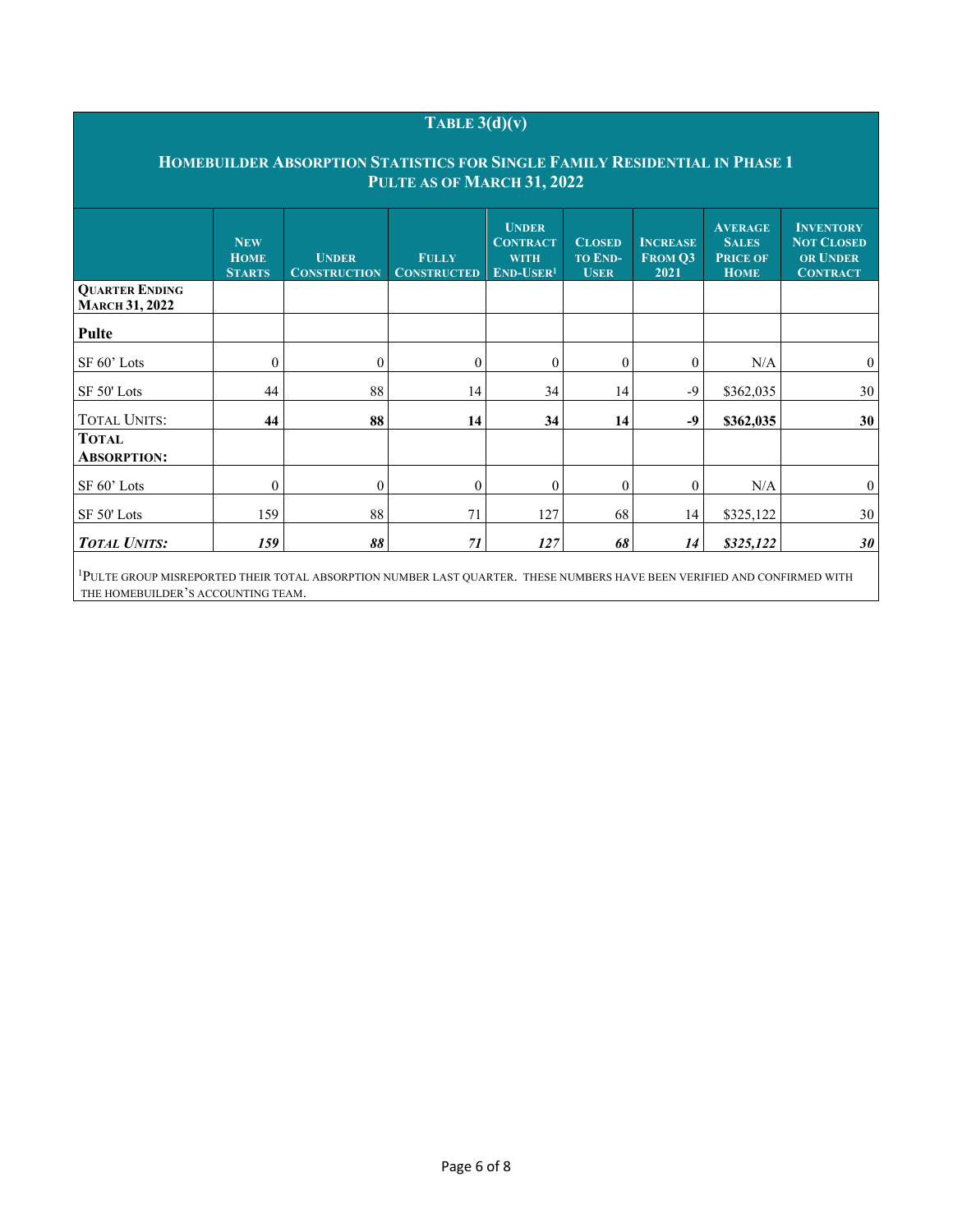## Table 3(d)(v)

### Homebuilder Absorption Statistics for Single Family Residential in Phase 1 Pulte as of March 31, 2022

| | New Home Starts | Under Construction | Fully Constructed | Under Contract with End-User[1] | Closed to End-User | Increase From Q3 2021 | Average Sales Price of Home | Inventory Not Closed or Under Contract |
|---|---|---|---|---|---|---|---|---|
| **Quarter Ending March 31, 2022** | | | | | | | | |
| **Pulte** | | | | | | | | |
| SF 60' Lots | 0 | 0 | 0 | 0 | 0 | 0 | N/A | 0 |
| SF 50' Lots | 44 | 88 | 14 | 34 | 14 | -9 | $362,035 | 30 |
| Total Units: | **44** | **88** | **14** | **34** | **14** | **-9** | **$362,035** | **30** |
| **Total Absorption:** | | | | | | | | |
| SF 60' Lots | 0 | 0 | 0 | 0 | 0 | 0 | N/A | 0 |
| SF 50' Lots | 159 | 88 | 71 | 127 | 68 | 14 | $325,122 | 30 |
| ***Total Units:*** | ***159*** | ***88*** | ***71*** | ***127*** | ***68*** | ***14*** | ***$325,122*** | ***30*** |

[1] Pulte Group misreported their total absorption number last quarter. These numbers have been verified and confirmed with the homebuilder's accounting team.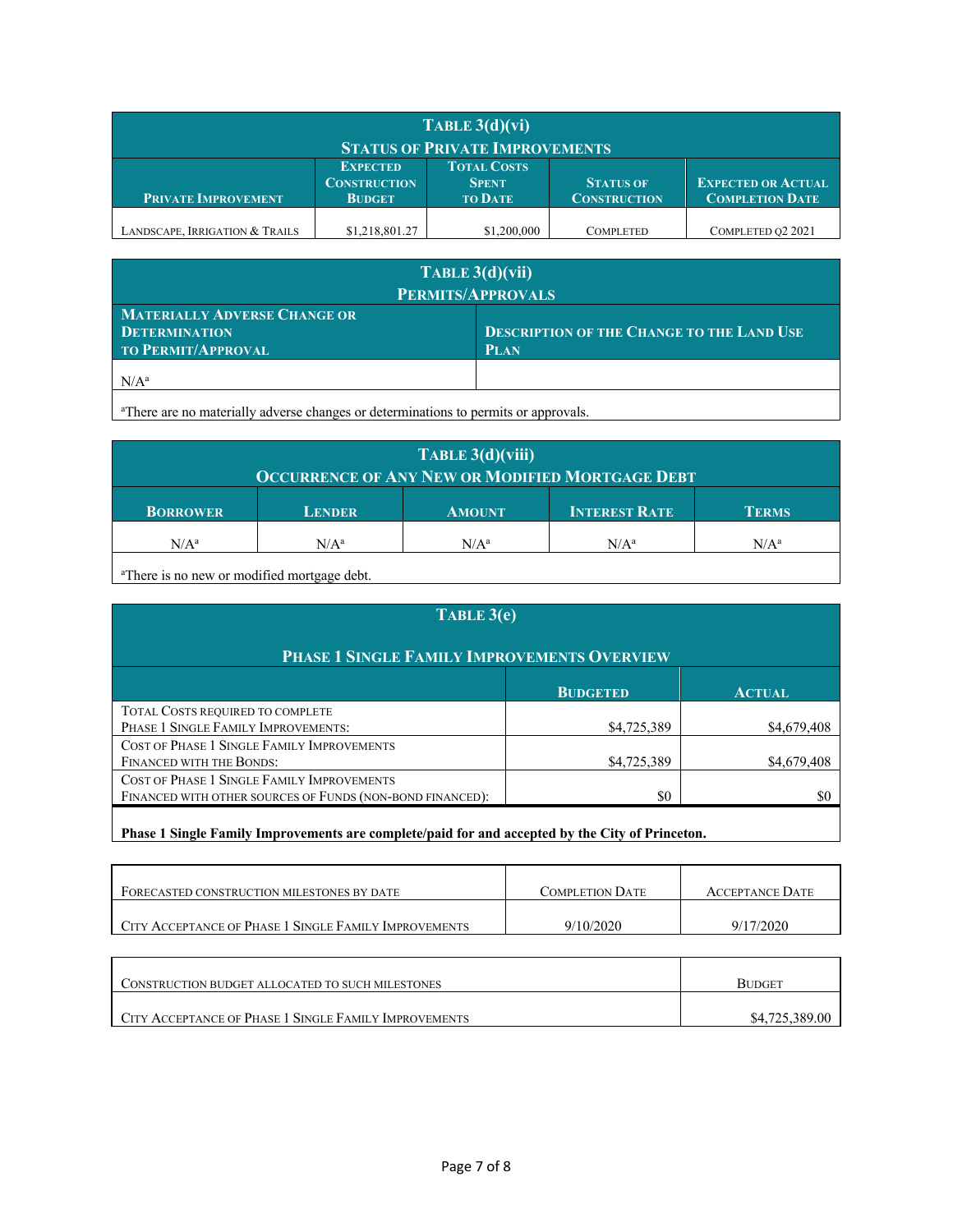**Table 3(d)(vi)**
**Status of Private Improvements**

| Private Improvement | Expected Construction Budget | Total Costs Spent to Date | Status of Construction | Expected or Actual Completion Date |
|---|---|---|---|---|
| Landscape, Irrigation & Trails | $1,218,801.27 | $1,200,000 | Completed | Completed Q2 2021 |

**Table 3(d)(vii)**
**Permits/Approvals**

| Materially Adverse Change or Determination to Permit/Approval | Description of the Change to the Land Use Plan |
|---|---|
| N/A[a] | |

[a]There are no materially adverse changes or determinations to permits or approvals.

**Table 3(d)(viii)**
**Occurrence of Any New or Modified Mortgage Debt**

| Borrower | Lender | Amount | Interest Rate | Terms |
|---|---|---|---|---|
| N/A[a] | N/A[a] | N/A[a] | N/A[a] | N/A[a] |

[a]There is no new or modified mortgage debt.

**Table 3(e)**

**Phase 1 Single Family Improvements Overview**

| | Budgeted | Actual |
|---|---|---|
| Total Costs required to complete Phase 1 Single Family Improvements: | $4,725,389 | $4,679,408 |
| Cost of Phase 1 Single Family Improvements Financed with the Bonds: | $4,725,389 | $4,679,408 |
| Cost of Phase 1 Single Family Improvements Financed with other sources of funds (non-bond financed): | $0 | $0 |

**Phase 1 Single Family Improvements are complete/paid for and accepted by the City of Princeton.**

| Forecasted construction milestones by date | Completion Date | Acceptance Date |
|---|---|---|
| City Acceptance of Phase 1 Single Family Improvements | 9/10/2020 | 9/17/2020 |

| Construction budget allocated to such milestones | Budget |
|---|---|
| City Acceptance of Phase 1 Single Family Improvements | $4,725,389.00 |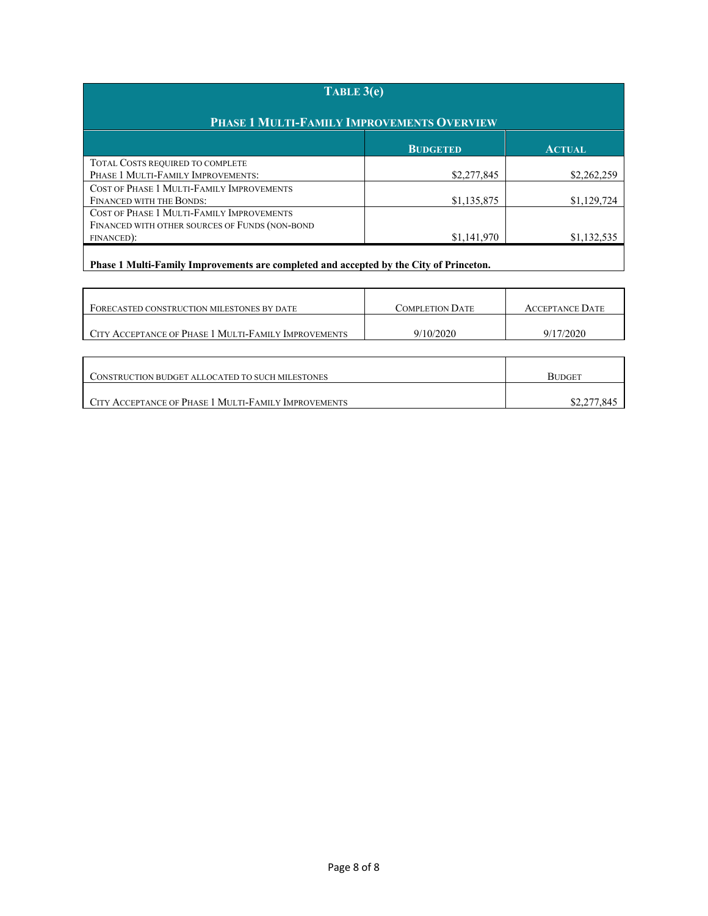## Table 3(e)

### Phase 1 Multi-Family Improvements Overview

| | Budgeted | Actual |
|---|---|---|
| Total Costs required to complete Phase 1 Multi-Family Improvements: | $2,277,845 | $2,262,259 |
| Cost of Phase 1 Multi-Family Improvements Financed with the Bonds: | $1,135,875 | $1,129,724 |
| Cost of Phase 1 Multi-Family Improvements Financed with other sources of Funds (non-bond financed): | $1,141,970 | $1,132,535 |

**Phase 1 Multi-Family Improvements are completed and accepted by the City of Princeton.**

| Forecasted construction milestones by date | Completion Date | Acceptance Date |
|---|---|---|
| City Acceptance of Phase 1 Multi-Family Improvements | 9/10/2020 | 9/17/2020 |

| Construction budget allocated to such milestones | Budget |
|---|---|
| City Acceptance of Phase 1 Multi-Family Improvements | $2,277,845 |